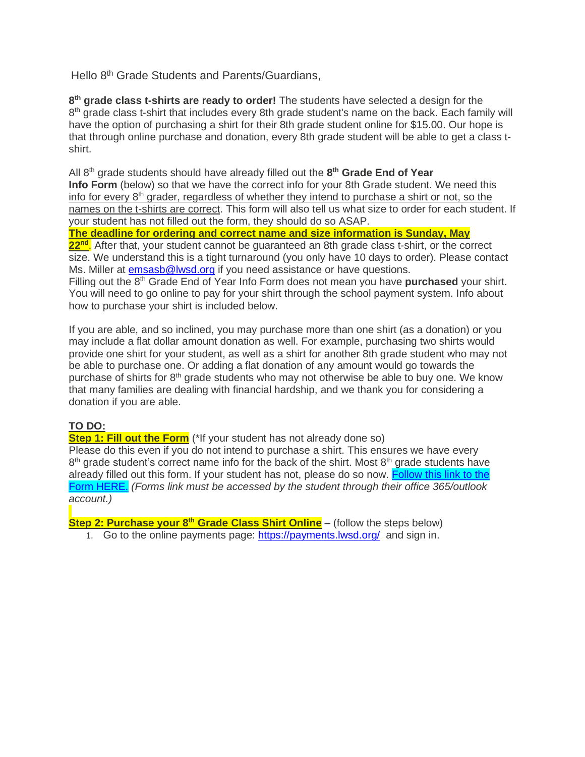Hello 8th Grade Students and Parents/Guardians,

**8th grade class t-shirts are ready to order!** The students have selected a design for the 8th grade class t-shirt that includes every 8th grade student's name on the back. Each family will have the option of purchasing a shirt for their 8th grade student online for $15.00. Our hope is that through online purchase and donation, every 8th grade student will be able to get a class t-shirt.

All 8th grade students should have already filled out the **8th Grade End of Year Info Form** (below) so that we have the correct info for your 8th Grade student. We need this info for every 8th grader, regardless of whether they intend to purchase a shirt or not, so the names on the t-shirts are correct. This form will also tell us what size to order for each student. If your student has not filled out the form, they should do so ASAP.

**The deadline for ordering and correct name and size information is Sunday, May 22nd**. After that, your student cannot be guaranteed an 8th grade class t-shirt, or the correct size. We understand this is a tight turnaround (you only have 10 days to order). Please contact Ms. Miller at emsasb@lwsd.org if you need assistance or have questions.

Filling out the 8th Grade End of Year Info Form does not mean you have **purchased** your shirt. You will need to go online to pay for your shirt through the school payment system. Info about how to purchase your shirt is included below.

If you are able, and so inclined, you may purchase more than one shirt (as a donation) or you may include a flat dollar amount donation as well. For example, purchasing two shirts would provide one shirt for your student, as well as a shirt for another 8th grade student who may not be able to purchase one. Or adding a flat donation of any amount would go towards the purchase of shirts for 8th grade students who may not otherwise be able to buy one. We know that many families are dealing with financial hardship, and we thank you for considering a donation if you are able.

**TO DO:**

**Step 1: Fill out the Form** (*If your student has not already done so)
Please do this even if you do not intend to purchase a shirt. This ensures we have every 8th grade student's correct name info for the back of the shirt. Most 8th grade students have already filled out this form. If your student has not, please do so now. Follow this link to the Form HERE. *(Forms link must be accessed by the student through their office 365/outlook account.)*

**Step 2: Purchase your 8th Grade Class Shirt Online** – (follow the steps below)

1. Go to the online payments page: https://payments.lwsd.org/ and sign in.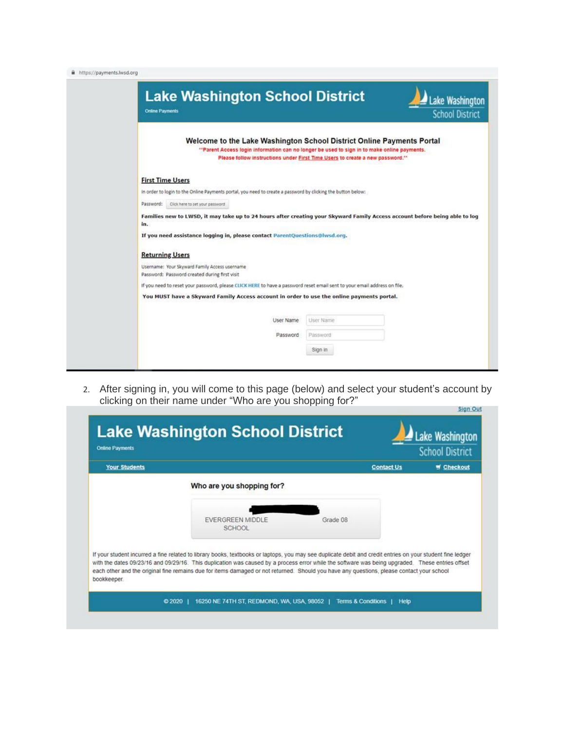https://payments.lwsd.org

# Lake Washington School District

Online Payments

Lake Washington School District

### Welcome to the Lake Washington School District Online Payments Portal

**Parent Access login information can no longer be used to sign in to make online payments. Please follow instructions under First Time Users to create a new password.**

**First Time Users**

In order to login to the Online Payments portal, you need to create a password by clicking the button below:

Password: Click here to set your password

**Families new to LWSD, it may take up to 24 hours after creating your Skyward Family Access account before being able to log in.**

**If you need assistance logging in, please contact ParentQuestions@lwsd.org.**

**Returning Users**

Username: Your Skyward Family Access username

Password: Password created during first visit

If you need to reset your password, please CLICK HERE to have a password reset email sent to your email address on file.

**You MUST have a Skyward Family Access account in order to use the online payments portal.**

User Name: User Name

Password: Password

Sign in

2. After signing in, you will come to this page (below) and select your student's account by clicking on their name under "Who are you shopping for?"

Sign Out

# Lake Washington School District

Online Payments

Lake Washington School District

Your Students | Contact Us | Checkout

**Who are you shopping for?**

EVERGREEN MIDDLE SCHOOL — Grade 08

If your student incurred a fine related to library books, textbooks or laptops, you may see duplicate debit and credit entries on your student fine ledger with the dates 09/23/16 and 09/29/16. This duplication was caused by a process error while the software was being upgraded. These entries offset each other and the original fine remains due for items damaged or not returned. Should you have any questions, please contact your school bookkeeper.

© 2020 | 16250 NE 74TH ST, REDMOND, WA, USA, 98052 | Terms & Conditions | Help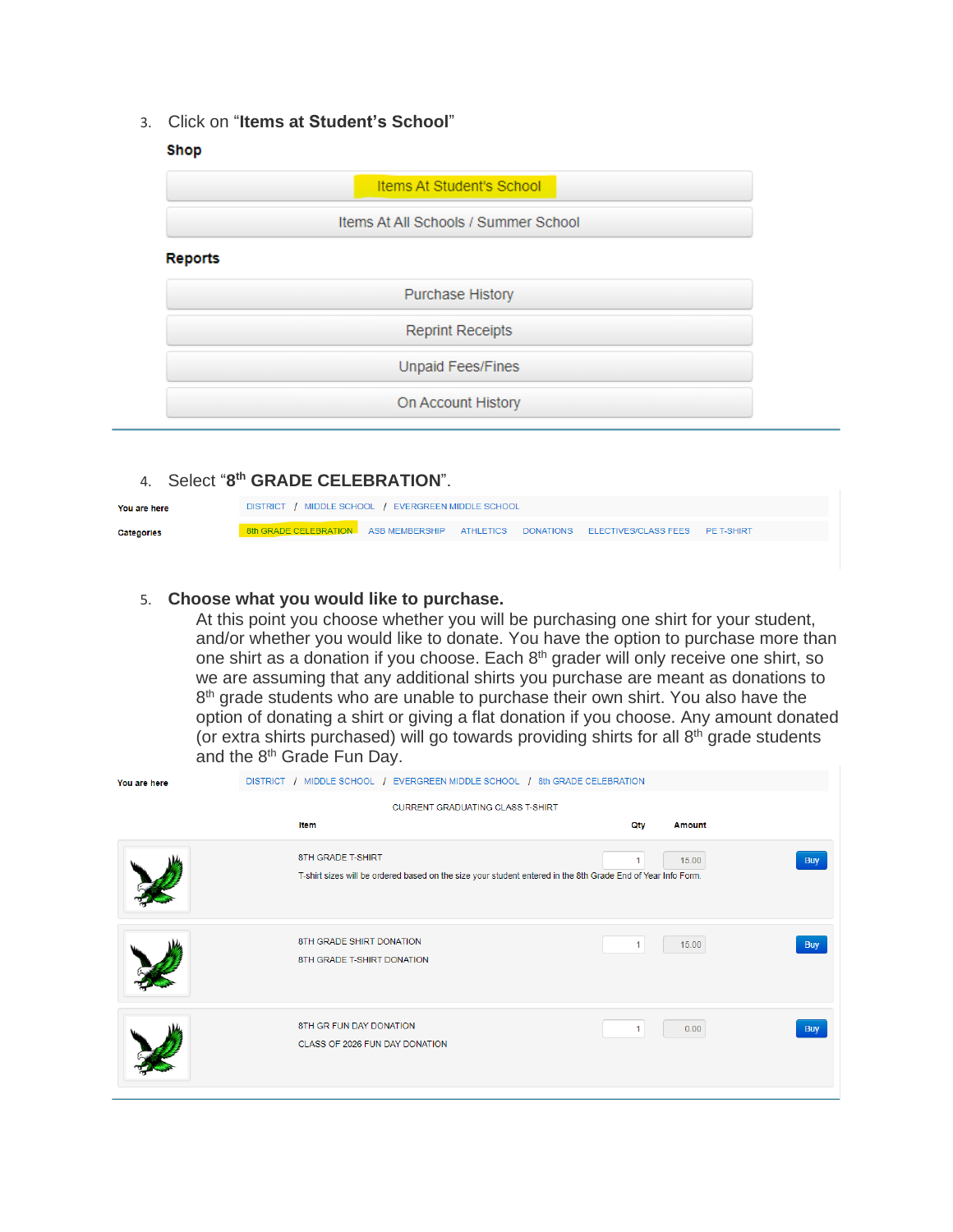3. Click on "**Items at Student's School**"

**Shop**

Items At Student's School

Items At All Schools / Summer School

**Reports**

Purchase History

Reprint Receipts

Unpaid Fees/Fines

On Account History

---

4. Select "**8th GRADE CELEBRATION**".

**You are here** DISTRICT / MIDDLE SCHOOL / EVERGREEN MIDDLE SCHOOL

**Categories** 8th GRADE CELEBRATION ASB MEMBERSHIP ATHLETICS DONATIONS ELECTIVES/CLASS FEES PE T-SHIRT

5. **Choose what you would like to purchase.**

   At this point you choose whether you will be purchasing one shirt for your student, and/or whether you would like to donate. You have the option to purchase more than one shirt as a donation if you choose. Each 8th grader will only receive one shirt, so we are assuming that any additional shirts you purchase are meant as donations to 8th grade students who are unable to purchase their own shirt. You also have the option of donating a shirt or giving a flat donation if you choose. Any amount donated (or extra shirts purchased) will go towards providing shirts for all 8th grade students and the 8th Grade Fun Day.

**You are here** DISTRICT / MIDDLE SCHOOL / EVERGREEN MIDDLE SCHOOL / 8th GRADE CELEBRATION

CURRENT GRADUATING CLASS T-SHIRT

| Item | Qty | Amount | |
|---|---|---|---|
| 8TH GRADE T-SHIRT<br>T-shirt sizes will be ordered based on the size your student entered in the 8th Grade End of Year Info Form. | 1 | 15.00 | Buy |
| 8TH GRADE SHIRT DONATION<br>8TH GRADE T-SHIRT DONATION | 1 | 15.00 | Buy |
| 8TH GR FUN DAY DONATION<br>CLASS OF 2026 FUN DAY DONATION | 1 | 0.00 | Buy |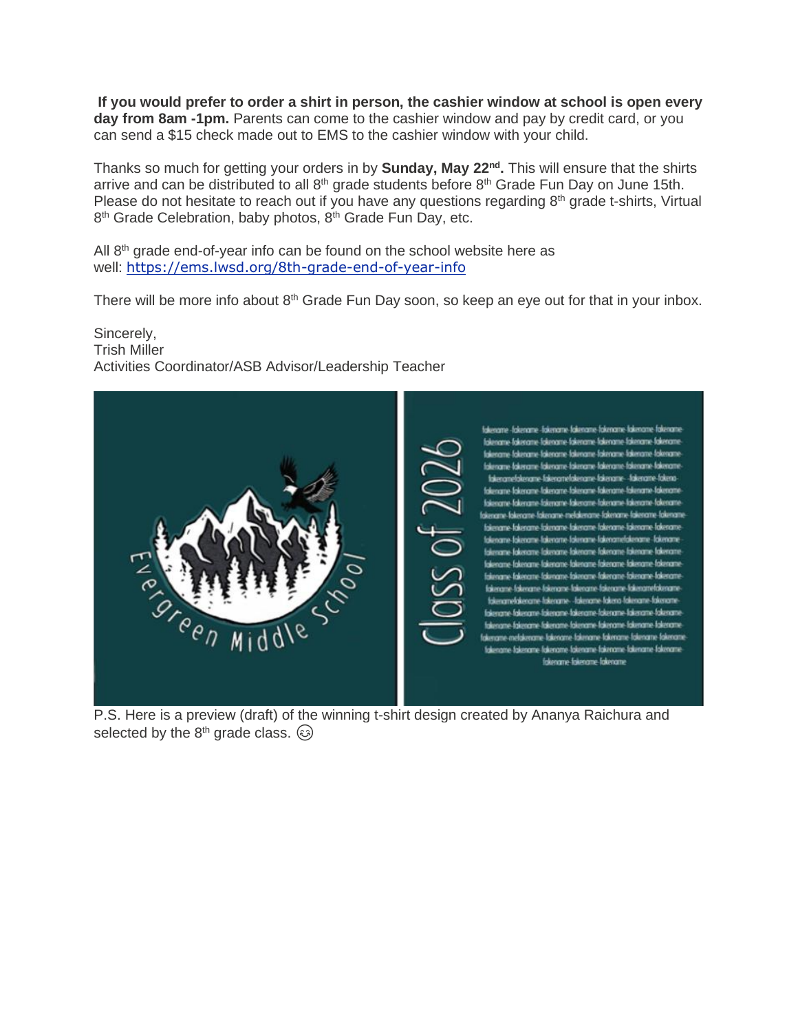**If you would prefer to order a shirt in person, the cashier window at school is open every day from 8am -1pm.** Parents can come to the cashier window and pay by credit card, or you can send a $15 check made out to EMS to the cashier window with your child.

Thanks so much for getting your orders in by **Sunday, May 22nd.** This will ensure that the shirts arrive and can be distributed to all 8th grade students before 8th Grade Fun Day on June 15th. Please do not hesitate to reach out if you have any questions regarding 8th grade t-shirts, Virtual 8th Grade Celebration, baby photos, 8th Grade Fun Day, etc.

All 8th grade end-of-year info can be found on the school website here as well: https://ems.lwsd.org/8th-grade-end-of-year-info

There will be more info about 8th Grade Fun Day soon, so keep an eye out for that in your inbox.

Sincerely,
Trish Miller
Activities Coordinator/ASB Advisor/Leadership Teacher

P.S. Here is a preview (draft) of the winning t-shirt design created by Ananya Raichura and selected by the 8th grade class. 😊